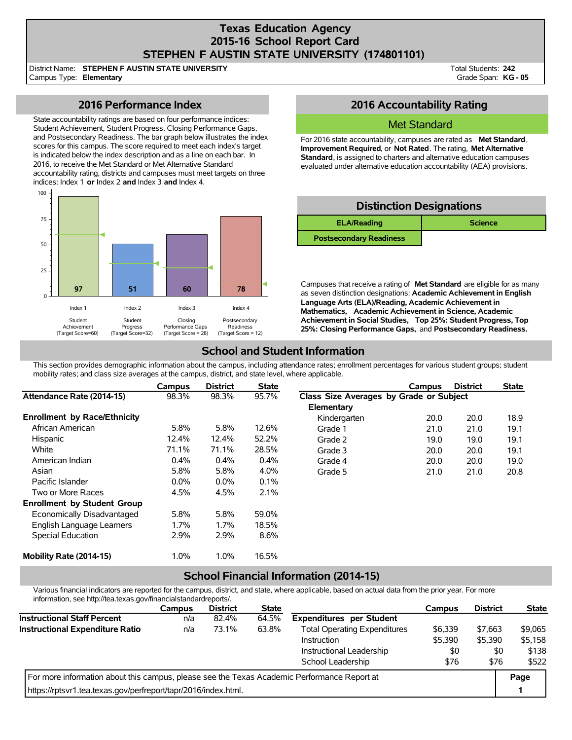# Texas Education Agency
# 2015-16 School Report Card
# STEPHEN F AUSTIN STATE UNIVERSITY (174801101)

District Name: **STEPHEN F AUSTIN STATE UNIVERSITY**
Campus Type: **Elementary**

Total Students: **242**
Grade Span: **KG - 05**

## 2016 Performance Index

State accountability ratings are based on four performance indices: Student Achievement, Student Progress, Closing Performance Gaps, and Postsecondary Readiness. The bar graph below illustrates the index scores for this campus. The score required to meet each index's target is indicated below the index description and as a line on each bar. In 2016, to receive the Met Standard or Met Alternative Standard accountability rating, districts and campuses must meet targets on three indices: Index 1 **or** Index 2 **and** Index 3 **and** Index 4.

| Index | Description | Score | Target Score |
|---|---|---|---|
| Index 1 | Student Achievement | 97 | 60 |
| Index 2 | Student Progress | 51 | 32 |
| Index 3 | Closing Performance Gaps | 60 | 28 |
| Index 4 | Postsecondary Readiness | 78 | 12 |

## 2016 Accountability Rating

**Met Standard**

For 2016 state accountability, campuses are rated as **Met Standard**, **Improvement Required**, or **Not Rated**. The rating, **Met Alternative Standard**, is assigned to charters and alternative education campuses evaluated under alternative education accountability (AEA) provisions.

## Distinction Designations

| ELA/Reading | Science |
|---|---|
| Postsecondary Readiness | |

Campuses that receive a rating of **Met Standard** are eligible for as many as seven distinction designations: **Academic Achievement in English Language Arts (ELA)/Reading, Academic Achievement in Mathematics, Academic Achievement in Science, Academic Achievement in Social Studies, Top 25%: Student Progress, Top 25%: Closing Performance Gaps,** and **Postsecondary Readiness.**

## School and Student Information

This section provides demographic information about the campus, including attendance rates; enrollment percentages for various student groups; student mobility rates; and class size averages at the campus, district, and state level, where applicable.

| | Campus | District | State |
|---|---|---|---|
| **Attendance Rate (2014-15)** | 98.3% | 98.3% | 95.7% |
| **Enrollment by Race/Ethnicity** | | | |
| African American | 5.8% | 5.8% | 12.6% |
| Hispanic | 12.4% | 12.4% | 52.2% |
| White | 71.1% | 71.1% | 28.5% |
| American Indian | 0.4% | 0.4% | 0.4% |
| Asian | 5.8% | 5.8% | 4.0% |
| Pacific Islander | 0.0% | 0.0% | 0.1% |
| Two or More Races | 4.5% | 4.5% | 2.1% |
| **Enrollment by Student Group** | | | |
| Economically Disadvantaged | 5.8% | 5.8% | 59.0% |
| English Language Learners | 1.7% | 1.7% | 18.5% |
| Special Education | 2.9% | 2.9% | 8.6% |
| **Mobility Rate (2014-15)** | 1.0% | 1.0% | 16.5% |

| | Campus | District | State |
|---|---|---|---|
| **Class Size Averages by Grade or Subject** | | | |
| **Elementary** | | | |
| Kindergarten | 20.0 | 20.0 | 18.9 |
| Grade 1 | 21.0 | 21.0 | 19.1 |
| Grade 2 | 19.0 | 19.0 | 19.1 |
| Grade 3 | 20.0 | 20.0 | 19.1 |
| Grade 4 | 20.0 | 20.0 | 19.0 |
| Grade 5 | 21.0 | 21.0 | 20.8 |

## School Financial Information (2014-15)

Various financial indicators are reported for the campus, district, and state, where applicable, based on actual data from the prior year. For more information, see http://tea.texas.gov/financialstandardreports/.

| | Campus | District | State |
|---|---|---|---|
| **Instructional Staff Percent** | n/a | 82.4% | 64.5% |
| **Instructional Expenditure Ratio** | n/a | 73.1% | 63.8% |

| | Campus | District | State |
|---|---|---|---|
| **Expenditures per Student** | | | |
| Total Operating Expenditures | $6,339 | $7,663 | $9,065 |
| Instruction | $5,390 | $5,390 | $5,158 |
| Instructional Leadership | $0 | $0 | $138 |
| School Leadership | $76 | $76 | $522 |

For more information about this campus, please see the Texas Academic Performance Report at https://rptsvr1.tea.texas.gov/perfreport/tapr/2016/index.html.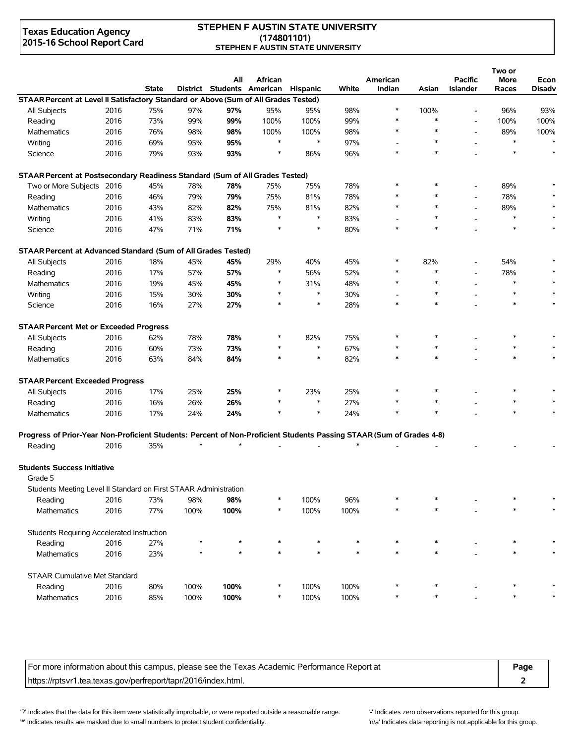| | | State | District | All Students | African American | Hispanic | White | American Indian | Asian | Pacific Islander | Two or More Races | Econ Disadv |
|---|---|---|---|---|---|---|---|---|---|---|---|---|
| **STAAR Percent at Level II Satisfactory Standard or Above (Sum of All Grades Tested)** | | | | | | | | | | | | |
| All Subjects | 2016 | 75% | 97% | **97%** | 95% | 95% | 98% | * | 100% | - | 96% | 93% |
| Reading | 2016 | 73% | 99% | **99%** | 100% | 100% | 99% | * | * | - | 100% | 100% |
| Mathematics | 2016 | 76% | 98% | **98%** | 100% | 100% | 98% | * | * | - | 89% | 100% |
| Writing | 2016 | 69% | 95% | **95%** | * | * | 97% | - | * | - | * | * |
| Science | 2016 | 79% | 93% | **93%** | * | 86% | 96% | * | * | - | * | * |
| **STAAR Percent at Postsecondary Readiness Standard (Sum of All Grades Tested)** | | | | | | | | | | | | |
| Two or More Subjects | 2016 | 45% | 78% | **78%** | 75% | 75% | 78% | * | * | - | 89% | * |
| Reading | 2016 | 46% | 79% | **79%** | 75% | 81% | 78% | * | * | - | 78% | * |
| Mathematics | 2016 | 43% | 82% | **82%** | 75% | 81% | 82% | * | * | - | 89% | * |
| Writing | 2016 | 41% | 83% | **83%** | * | * | 83% | - | * | - | * | * |
| Science | 2016 | 47% | 71% | **71%** | * | * | 80% | * | * | - | * | * |
| **STAAR Percent at Advanced Standard (Sum of All Grades Tested)** | | | | | | | | | | | | |
| All Subjects | 2016 | 18% | 45% | **45%** | 29% | 40% | 45% | * | 82% | - | 54% | * |
| Reading | 2016 | 17% | 57% | **57%** | * | 56% | 52% | * | * | - | 78% | * |
| Mathematics | 2016 | 19% | 45% | **45%** | * | 31% | 48% | * | * | - | * | * |
| Writing | 2016 | 15% | 30% | **30%** | * | * | 30% | - | * | - | * | * |
| Science | 2016 | 16% | 27% | **27%** | * | * | 28% | * | * | - | * | * |
| **STAAR Percent Met or Exceeded Progress** | | | | | | | | | | | | |
| All Subjects | 2016 | 62% | 78% | **78%** | * | 82% | 75% | * | * | - | * | * |
| Reading | 2016 | 60% | 73% | **73%** | * | * | 67% | * | * | - | * | * |
| Mathematics | 2016 | 63% | 84% | **84%** | * | * | 82% | * | * | - | * | * |
| **STAAR Percent Exceeded Progress** | | | | | | | | | | | | |
| All Subjects | 2016 | 17% | 25% | **25%** | * | 23% | 25% | * | * | - | * | * |
| Reading | 2016 | 16% | 26% | **26%** | * | * | 27% | * | * | - | * | * |
| Mathematics | 2016 | 17% | 24% | **24%** | * | * | 24% | * | * | - | * | * |
| **Progress of Prior-Year Non-Proficient Students: Percent of Non-Proficient Students Passing STAAR (Sum of Grades 4-8)** | | | | | | | | | | | | |
| Reading | 2016 | 35% | * | * | - | - | * | - | - | - | - | - |
| **Students Success Initiative** | | | | | | | | | | | | |
| Grade 5 | | | | | | | | | | | | |
| Students Meeting Level II Standard on First STAAR Administration | | | | | | | | | | | | |
| Reading | 2016 | 73% | 98% | **98%** | * | 100% | 96% | * | * | - | * | * |
| Mathematics | 2016 | 77% | 100% | **100%** | * | 100% | 100% | * | * | - | * | * |
| Students Requiring Accelerated Instruction | | | | | | | | | | | | |
| Reading | 2016 | 27% | * | * | * | * | * | * | * | - | * | * |
| Mathematics | 2016 | 23% | * | * | * | * | * | * | * | - | * | * |
| STAAR Cumulative Met Standard | | | | | | | | | | | | |
| Reading | 2016 | 80% | 100% | **100%** | * | 100% | 100% | * | * | - | * | * |
| Mathematics | 2016 | 85% | 100% | **100%** | * | 100% | 100% | * | * | - | * | * |

For more information about this campus, please see the Texas Academic Performance Report at https://rptsvr1.tea.texas.gov/perfreport/tapr/2016/index.html.

'?' Indicates that the data for this item were statistically improbable, or were reported outside a reasonable range.
'*' Indicates results are masked due to small numbers to protect student confidentiality.
'-' Indicates zero observations reported for this group.
'n/a' Indicates data reporting is not applicable for this group.